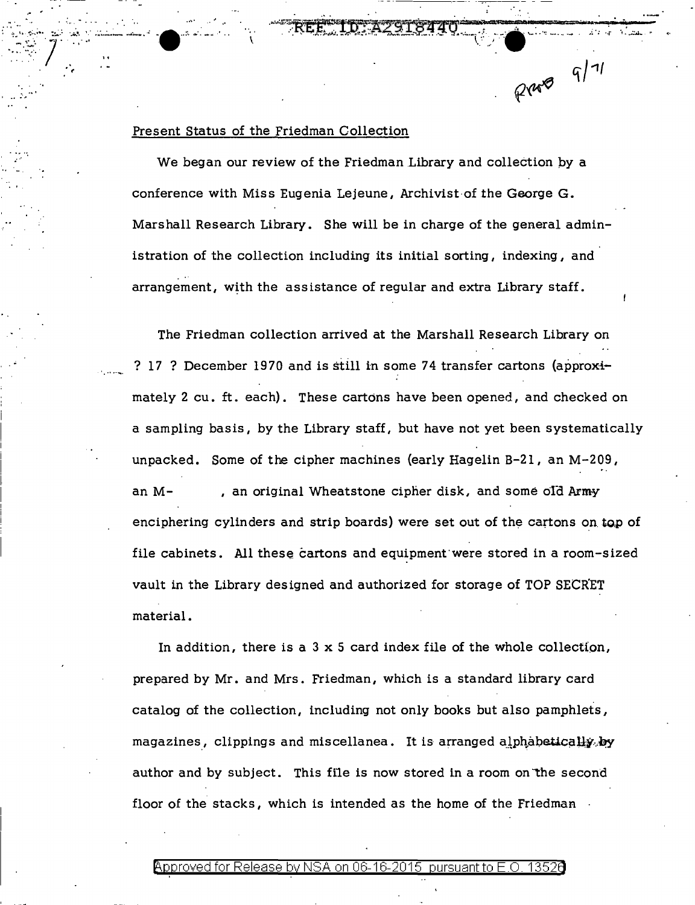## Present Status of the Friedman Collection

We began our review of the Friedman Library and collection by a conference with Miss Eugenia Lejeune, Archivist of the George G. Marshall Research Library. She will be in charge of the general administration of the collection including its initial sorting, indexing, and arrangement, with the assistance of regular and extra Library staff.

The Friedman collection arrived at the Marshall Research Library on ? 17 ? December 1970 and is still in some 74 transfer cartons (approximately 2 cu. ft. each). These cartons have been opened, and checked on a sampling basis, by the Library staff, but have not yet been systematically unpacked. Some of the cipher machines (early Hagelin B-21, an M-209, an M- , an original Wheatstone cipher disk, and some old Army enciphering cylinders and strip boards) were set out of the cartons on top of file cabinets. All these cartons and equipment were stored in a room-sized vault in the Library designed and authorized for storage of TOP SECRET material.

In addition, there is a 3 x 5 card index file of the whole collection, prepared by Mr. and Mrs. Friedman, which is a standard library card catalog of the collection, including not only books but also pamphlets, magazines, clippings and miscellanea. It is arranged alphabetically by author and by subject. This file is now stored in a room on the second floor of the stacks, which is intended as the home of the Friedman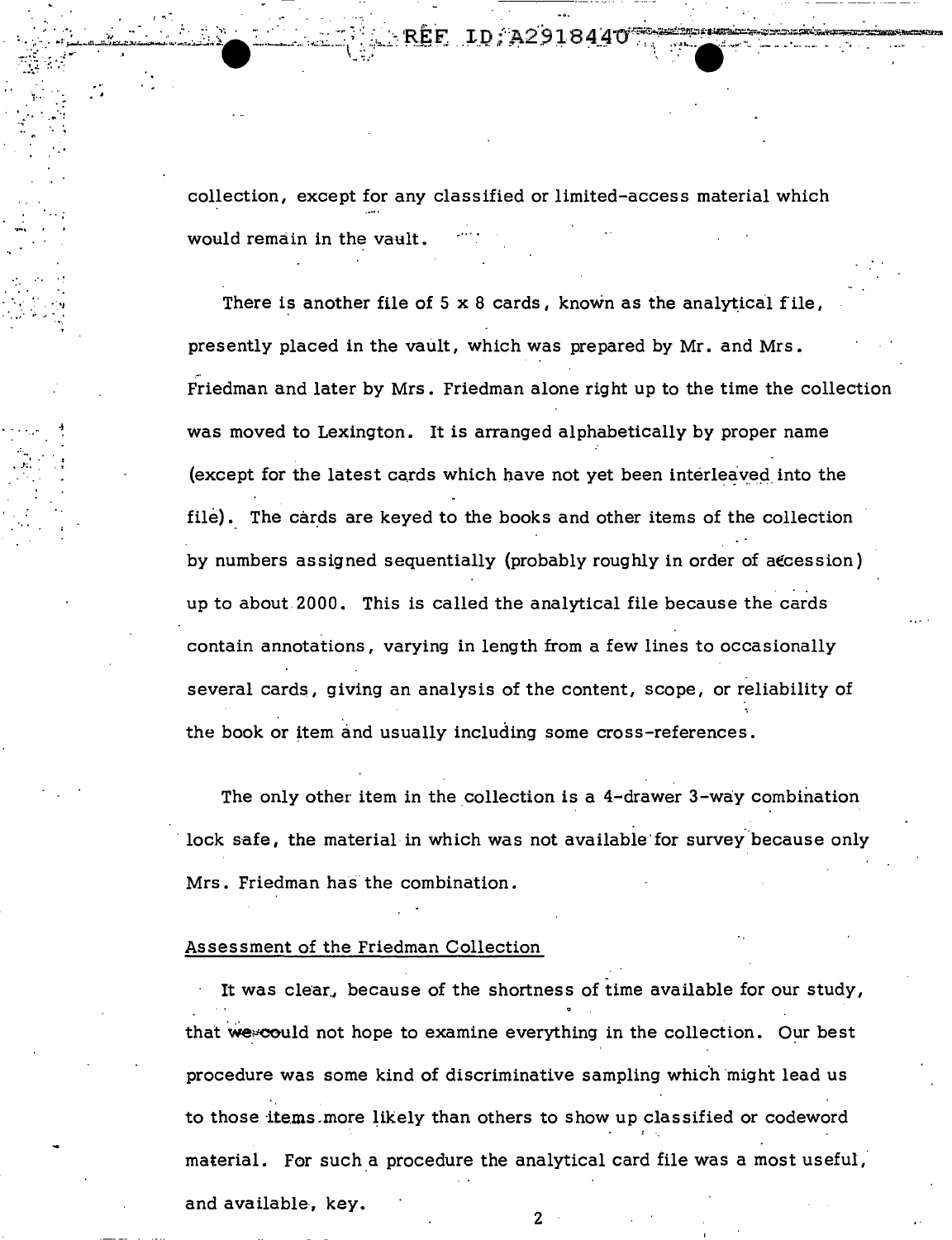collection, except for any classified or limited-access material which would remain in the vault.

There is another file of 5 x 8 cards, known as the analytical file, presently placed in the vault, which was prepared by Mr. and Mrs. Friedman and later by Mrs. Friedman alone right up to the time the collection was moved to Lexington. It is arranged alphabetically by proper name (except for the latest cards which have not yet been interleaved into the file). The cards are keyed to the books and other items of the collection by numbers assigned sequentially (probably roughly in order of accession) up to about 2000. This is called the analytical file because the cards contain annotations, varying in length from a few lines to occasionally several cards, giving an analysis of the content, scope, or reliability of the book or item and usually including some cross-references.

The only other item in the collection is a 4-drawer 3-way combination lock safe, the material in which was not available for survey because only Mrs. Friedman has the combination.

## Assessment of the Friedman Collection

It was clear, because of the shortness of time available for our study, that we could not hope to examine everything in the collection. Our best procedure was some kind of discriminative sampling which might lead us to those items more likely than others to show up classified or codeword material. For such a procedure the analytical card file was a most useful, and available, key.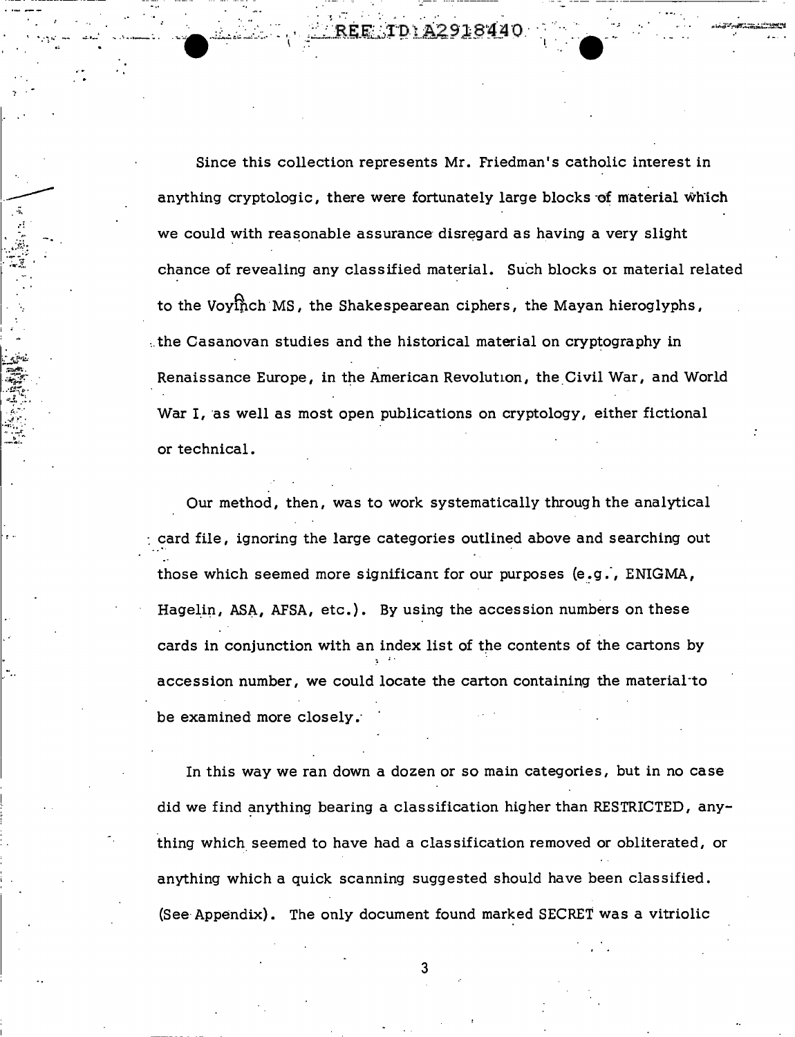Since this collection represents Mr. Friedman's catholic interest in anything cryptologic, there were fortunately large blocks of material which we could with reasonable assurance disregard as having a very slight chance of revealing any classified material. Such blocks of material related to the Voynich MS, the Shakespearean ciphers, the Mayan hieroglyphs, the Casanovan studies and the historical material on cryptography in Renaissance Europe, in the American Revolution, the Civil War, and World War I, as well as most open publications on cryptology, either fictional or technical.

Our method, then, was to work systematically through the analytical card file, ignoring the large categories outlined above and searching out those which seemed more significant for our purposes (e.g., ENIGMA, Hagelin, ASA, AFSA, etc.). By using the accession numbers on these cards in conjunction with an index list of the contents of the cartons by accession number, we could locate the carton containing the material to be examined more closely.

In this way we ran down a dozen or so main categories, but in no case did we find anything bearing a classification higher than RESTRICTED, anything which seemed to have had a classification removed or obliterated, or anything which a quick scanning suggested should have been classified. (See Appendix). The only document found marked SECRET was a vitriolic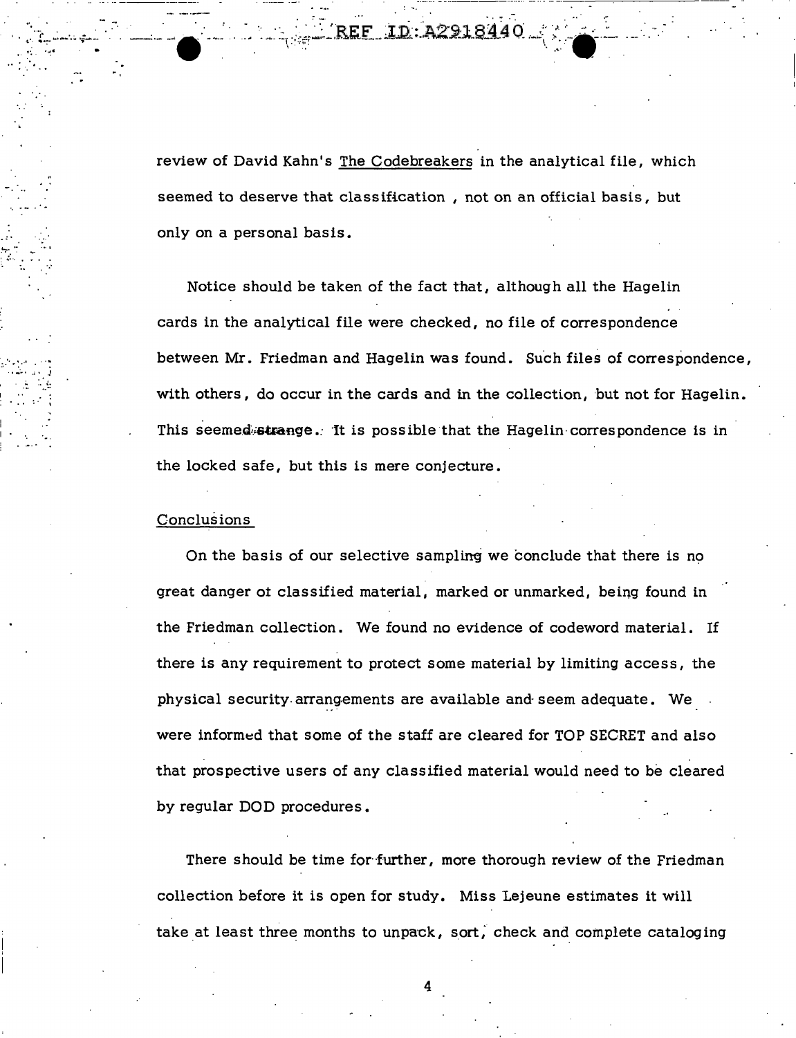review of David Kahn's The Codebreakers in the analytical file, which seemed to deserve that classification , not on an official basis, but only on a personal basis.

Notice should be taken of the fact that, although all the Hagelin cards in the analytical file were checked, no file of correspondence between Mr. Friedman and Hagelin was found. Such files of correspondence, with others, do occur in the cards and in the collection, but not for Hagelin. This seemed strange. It is possible that the Hagelin correspondence is in the locked safe, but this is mere conjecture.

## Conclusions

On the basis of our selective sampling we conclude that there is no great danger ot classified material, marked or unmarked, being found in the Friedman collection. We found no evidence of codeword material. If there is any requirement to protect some material by limiting access, the physical security arrangements are available and seem adequate. We were informed that some of the staff are cleared for TOP SECRET and also that prospective users of any classified material would need to be cleared by regular DOD procedures.

There should be time for further, more thorough review of the Friedman collection before it is open for study. Miss Lejeune estimates it will take at least three months to unpack, sort, check and complete cataloging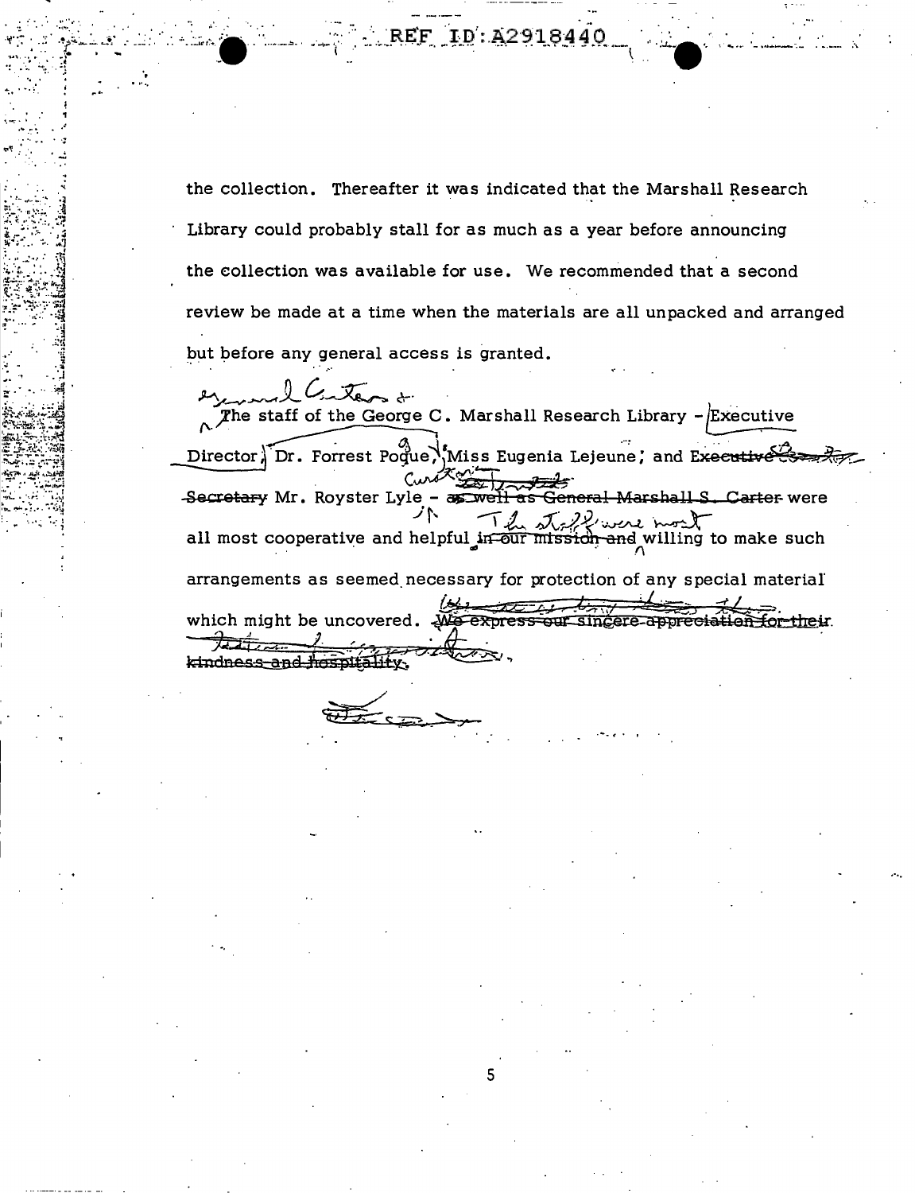the collection. Thereafter it was indicated that the Marshall Research Library could probably stall for as much as a year before announcing the collection was available for use. We recommended that a second review be made at a time when the materials are all unpacked and arranged but before any general access is granted.

General Carter & the staff of the George C. Marshall Research Library - Executive Director, Dr. Forrest Pogue, Miss Eugenia Lejeune, and Curator Mr. Royster Lyle - ~~as well as General Marshall S. Carter~~ were all most cooperative and helpful. The staff were most willing to make such arrangements as seemed necessary for protection of any special material which might be uncovered. ~~We express our sincere appreciation for their kindness and hospitality.~~